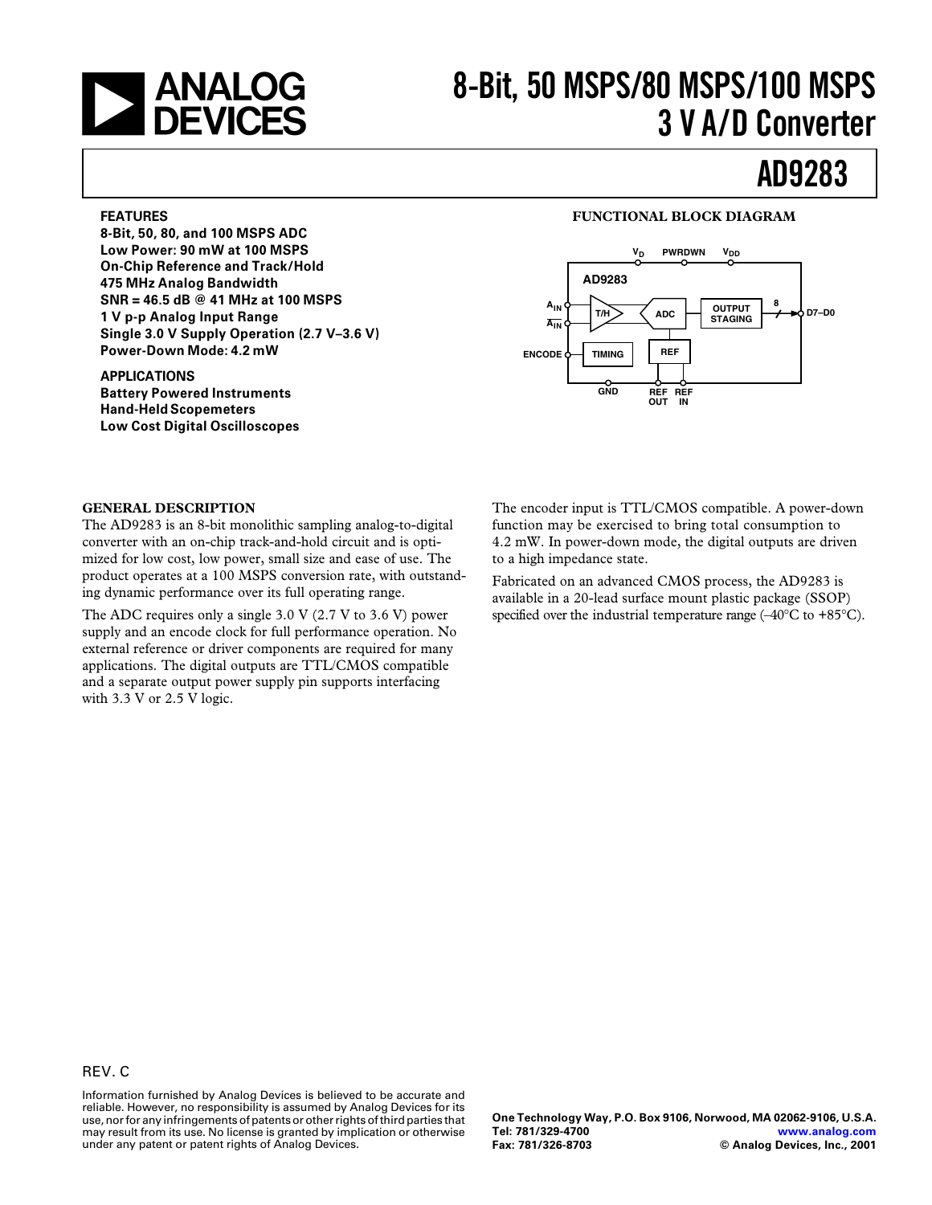# 8-Bit, 50 MSPS/80 MSPS/100 MSPS 3 V A/D Converter

# AD9283

### FEATURES

**8-Bit, 50, 80, and 100 MSPS ADC**
**Low Power: 90 mW at 100 MSPS**
**On-Chip Reference and Track/Hold**
**475 MHz Analog Bandwidth**
**SNR = 46.5 dB @ 41 MHz at 100 MSPS**
**1 V p-p Analog Input Range**
**Single 3.0 V Supply Operation (2.7 V–3.6 V)**
**Power-Down Mode: 4.2 mW**

### APPLICATIONS

**Battery Powered Instruments**
**Hand-Held Scopemeters**
**Low Cost Digital Oscilloscopes**

### FUNCTIONAL BLOCK DIAGRAM

### GENERAL DESCRIPTION

The AD9283 is an 8-bit monolithic sampling analog-to-digital converter with an on-chip track-and-hold circuit and is optimized for low cost, low power, small size and ease of use. The product operates at a 100 MSPS conversion rate, with outstanding dynamic performance over its full operating range.

The ADC requires only a single 3.0 V (2.7 V to 3.6 V) power supply and an encode clock for full performance operation. No external reference or driver components are required for many applications. The digital outputs are TTL/CMOS compatible and a separate output power supply pin supports interfacing with 3.3 V or 2.5 V logic.

The encoder input is TTL/CMOS compatible. A power-down function may be exercised to bring total consumption to 4.2 mW. In power-down mode, the digital outputs are driven to a high impedance state.

Fabricated on an advanced CMOS process, the AD9283 is available in a 20-lead surface mount plastic package (SSOP) specified over the industrial temperature range (–40°C to +85°C).

REV. C

Information furnished by Analog Devices is believed to be accurate and reliable. However, no responsibility is assumed by Analog Devices for its use, nor for any infringements of patents or other rights of third parties that may result from its use. No license is granted by implication or otherwise under any patent or patent rights of Analog Devices.

**One Technology Way, P.O. Box 9106, Norwood, MA 02062-9106, U.S.A.**
**Tel: 781/329-4700** www.analog.com
**Fax: 781/326-8703** © Analog Devices, Inc., 2001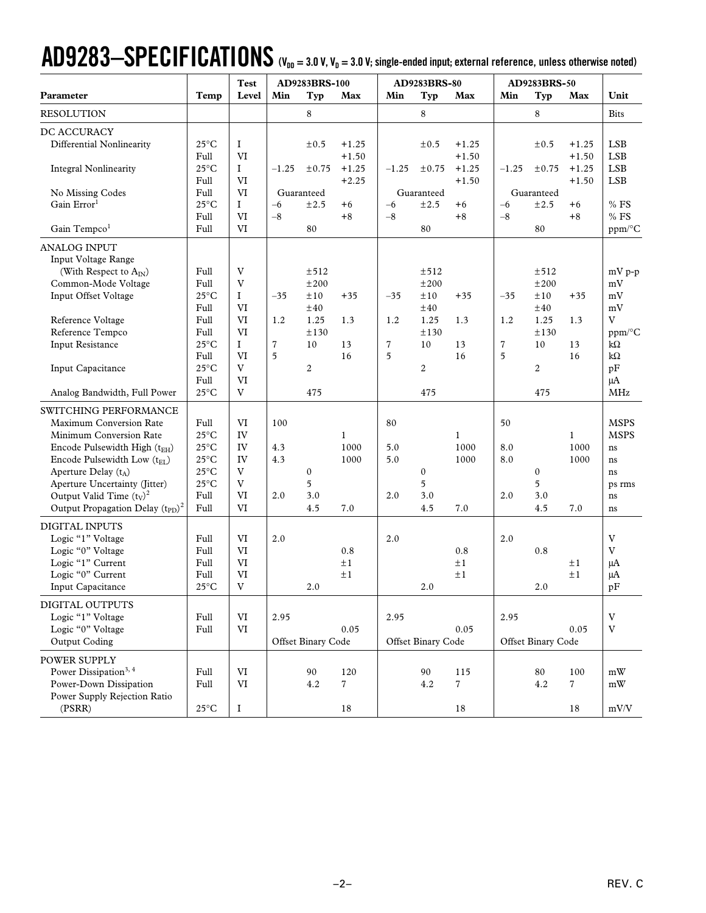# AD9283–SPECIFICATIONS ($V_{DD}$ = 3.0 V, $V_D$ = 3.0 V; single-ended input; external reference, unless otherwise noted)

| Parameter | Temp | Test Level | AD9283BRS-100 Min | AD9283BRS-100 Typ | AD9283BRS-100 Max | AD9283BRS-80 Min | AD9283BRS-80 Typ | AD9283BRS-80 Max | AD9283BRS-50 Min | AD9283BRS-50 Typ | AD9283BRS-50 Max | Unit |
|---|---|---|---|---|---|---|---|---|---|---|---|---|
| RESOLUTION | | | | 8 | | | 8 | | | 8 | | Bits |
| **DC ACCURACY** | | | | | | | | | | | | |
| Differential Nonlinearity | 25°C | I | | ±0.5 | +1.25 | | ±0.5 | +1.25 | | ±0.5 | +1.25 | LSB |
| | Full | VI | | | +1.50 | | | +1.50 | | | +1.50 | LSB |
| Integral Nonlinearity | 25°C | I | –1.25 | ±0.75 | +1.25 | –1.25 | ±0.75 | +1.25 | –1.25 | ±0.75 | +1.25 | LSB |
| | Full | VI | | | +2.25 | | | +1.50 | | | +1.50 | LSB |
| No Missing Codes | Full | VI | | Guaranteed | | | Guaranteed | | | Guaranteed | | |
| Gain Error[1] | 25°C | I | –6 | ±2.5 | +6 | –6 | ±2.5 | +6 | –6 | ±2.5 | +6 | % FS |
| | Full | VI | –8 | | +8 | –8 | | +8 | –8 | | +8 | % FS |
| Gain Tempco[1] | Full | VI | | 80 | | | 80 | | | 80 | | ppm/°C |
| **ANALOG INPUT** | | | | | | | | | | | | |
| Input Voltage Range (With Respect to $A_{IN}$) | Full | V | | ±512 | | | ±512 | | | ±512 | | mV p-p |
| Common-Mode Voltage | Full | V | | ±200 | | | ±200 | | | ±200 | | mV |
| Input Offset Voltage | 25°C | I | –35 | ±10 | +35 | –35 | ±10 | +35 | –35 | ±10 | +35 | mV |
| | Full | VI | | ±40 | | | ±40 | | | ±40 | | mV |
| Reference Voltage | Full | VI | 1.2 | 1.25 | 1.3 | 1.2 | 1.25 | 1.3 | 1.2 | 1.25 | 1.3 | V |
| Reference Tempco | Full | VI | | ±130 | | | ±130 | | | ±130 | | ppm/°C |
| Input Resistance | 25°C | I | 7 | 10 | 13 | 7 | 10 | 13 | 7 | 10 | 13 | kΩ |
| | Full | VI | 5 | | 16 | 5 | | 16 | 5 | | 16 | kΩ |
| Input Capacitance | 25°C | V | | 2 | | | 2 | | | 2 | | pF |
| | Full | VI | | | | | | | | | | μA |
| Analog Bandwidth, Full Power | 25°C | V | | 475 | | | 475 | | | 475 | | MHz |
| **SWITCHING PERFORMANCE** | | | | | | | | | | | | |
| Maximum Conversion Rate | Full | VI | 100 | | | 80 | | | 50 | | | MSPS |
| Minimum Conversion Rate | 25°C | IV | | | 1 | | | 1 | | | 1 | MSPS |
| Encode Pulsewidth High ($t_{EH}$) | 25°C | IV | 4.3 | | 1000 | 5.0 | | 1000 | 8.0 | | 1000 | ns |
| Encode Pulsewidth Low ($t_{EL}$) | 25°C | IV | 4.3 | | 1000 | 5.0 | | 1000 | 8.0 | | 1000 | ns |
| Aperture Delay ($t_A$) | 25°C | V | | 0 | | | 0 | | | 0 | | ns |
| Aperture Uncertainty (Jitter) | 25°C | V | | 5 | | | 5 | | | 5 | | ps rms |
| Output Valid Time ($t_V$)[2] | Full | VI | 2.0 | 3.0 | | 2.0 | 3.0 | | 2.0 | 3.0 | | ns |
| Output Propagation Delay ($t_{PD}$)[2] | Full | VI | | 4.5 | 7.0 | | 4.5 | 7.0 | | 4.5 | 7.0 | ns |
| **DIGITAL INPUTS** | | | | | | | | | | | | |
| Logic "1" Voltage | Full | VI | 2.0 | | | 2.0 | | | 2.0 | | | V |
| Logic "0" Voltage | Full | VI | | | 0.8 | | | 0.8 | | 0.8 | | V |
| Logic "1" Current | Full | VI | | | ±1 | | | ±1 | | | ±1 | μA |
| Logic "0" Current | Full | VI | | | ±1 | | | ±1 | | | ±1 | μA |
| Input Capacitance | 25°C | V | | 2.0 | | | 2.0 | | | 2.0 | | pF |
| **DIGITAL OUTPUTS** | | | | | | | | | | | | |
| Logic "1" Voltage | Full | VI | 2.95 | | | 2.95 | | | 2.95 | | | V |
| Logic "0" Voltage | Full | VI | | | 0.05 | | | 0.05 | | | 0.05 | V |
| Output Coding | | | | Offset Binary Code | | | Offset Binary Code | | | Offset Binary Code | | |
| **POWER SUPPLY** | | | | | | | | | | | | |
| Power Dissipation[3, 4] | Full | VI | | 90 | 120 | | 90 | 115 | | 80 | 100 | mW |
| Power-Down Dissipation | Full | VI | | 4.2 | 7 | | 4.2 | 7 | | 4.2 | 7 | mW |
| Power Supply Rejection Ratio (PSRR) | 25°C | I | | | 18 | | | 18 | | | 18 | mV/V |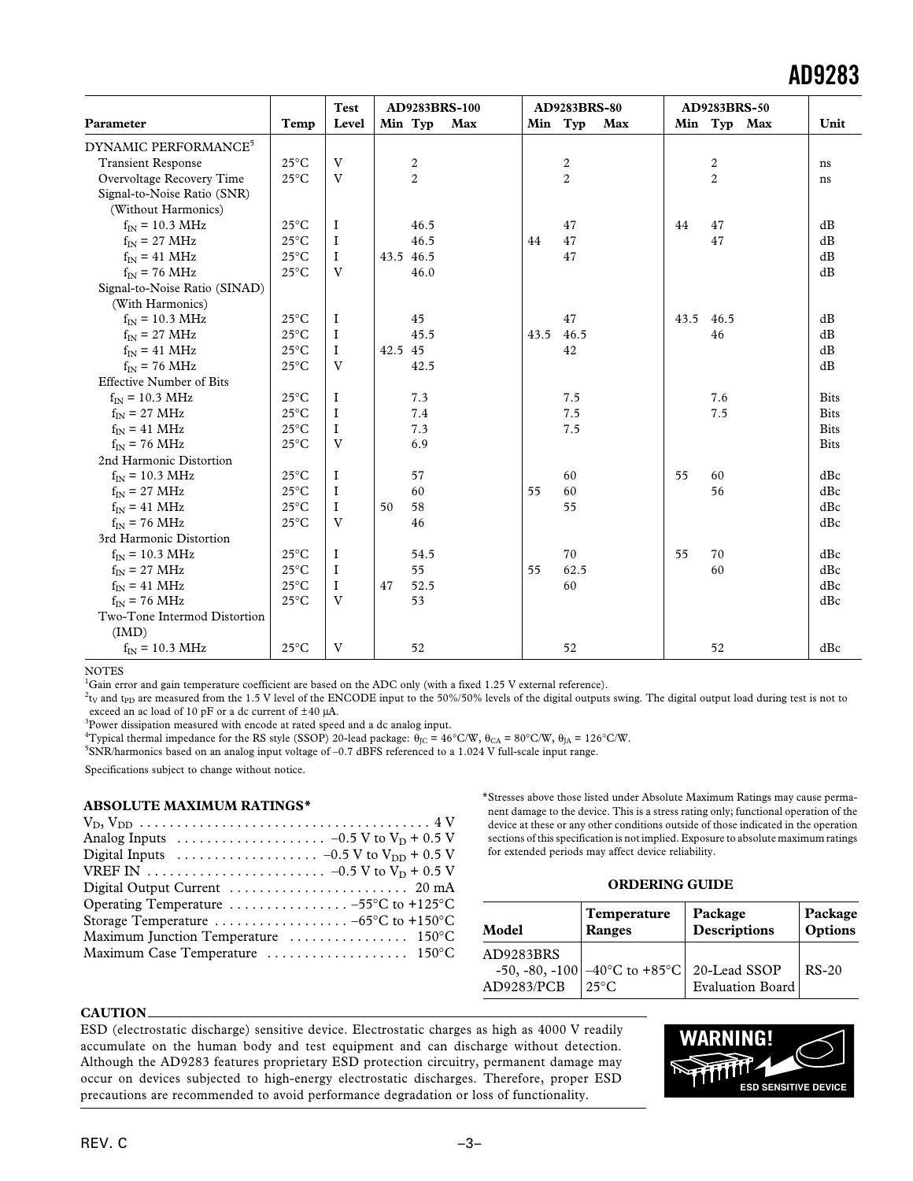| Parameter | Temp | Test Level | AD9283BRS-100 Min | Typ | Max | AD9283BRS-80 Min | Typ | Max | AD9283BRS-50 Min | Typ | Max | Unit |
|---|---|---|---|---|---|---|---|---|---|---|---|---|
| DYNAMIC PERFORMANCE[5] | | | | | | | | | | | | |
| Transient Response | 25°C | V | | 2 | | | 2 | | | 2 | | ns |
| Overvoltage Recovery Time | 25°C | V | | 2 | | | 2 | | | 2 | | ns |
| Signal-to-Noise Ratio (SNR) (Without Harmonics) | | | | | | | | | | | | |
| $f_{IN}$ = 10.3 MHz | 25°C | I | | 46.5 | | | 47 | | 44 | 47 | | dB |
| $f_{IN}$ = 27 MHz | 25°C | I | | 46.5 | | 44 | 47 | | | 47 | | dB |
| $f_{IN}$ = 41 MHz | 25°C | I | 43.5 | 46.5 | | | 47 | | | | | dB |
| $f_{IN}$ = 76 MHz | 25°C | V | | 46.0 | | | | | | | | dB |
| Signal-to-Noise Ratio (SINAD) (With Harmonics) | | | | | | | | | | | | |
| $f_{IN}$ = 10.3 MHz | 25°C | I | | 45 | | | 47 | | 43.5 | 46.5 | | dB |
| $f_{IN}$ = 27 MHz | 25°C | I | | 45.5 | | 43.5 | 46.5 | | | 46 | | dB |
| $f_{IN}$ = 41 MHz | 25°C | I | 42.5 | 45 | | | 42 | | | | | dB |
| $f_{IN}$ = 76 MHz | 25°C | V | | 42.5 | | | | | | | | dB |
| Effective Number of Bits | | | | | | | | | | | | |
| $f_{IN}$ = 10.3 MHz | 25°C | I | | 7.3 | | | 7.5 | | | 7.6 | | Bits |
| $f_{IN}$ = 27 MHz | 25°C | I | | 7.4 | | | 7.5 | | | 7.5 | | Bits |
| $f_{IN}$ = 41 MHz | 25°C | I | | 7.3 | | | 7.5 | | | | | Bits |
| $f_{IN}$ = 76 MHz | 25°C | V | | 6.9 | | | | | | | | Bits |
| 2nd Harmonic Distortion | | | | | | | | | | | | |
| $f_{IN}$ = 10.3 MHz | 25°C | I | | 57 | | | 60 | | 55 | 60 | | dBc |
| $f_{IN}$ = 27 MHz | 25°C | I | | 60 | | 55 | 60 | | | 56 | | dBc |
| $f_{IN}$ = 41 MHz | 25°C | I | 50 | 58 | | | 55 | | | | | dBc |
| $f_{IN}$ = 76 MHz | 25°C | V | | 46 | | | | | | | | dBc |
| 3rd Harmonic Distortion | | | | | | | | | | | | |
| $f_{IN}$ = 10.3 MHz | 25°C | I | | 54.5 | | | 70 | | 55 | 70 | | dBc |
| $f_{IN}$ = 27 MHz | 25°C | I | | 55 | | 55 | 62.5 | | | 60 | | dBc |
| $f_{IN}$ = 41 MHz | 25°C | I | 47 | 52.5 | | | 60 | | | | | dBc |
| $f_{IN}$ = 76 MHz | 25°C | V | | 53 | | | | | | | | dBc |
| Two-Tone Intermod Distortion (IMD) | | | | | | | | | | | | |
| $f_{IN}$ = 10.3 MHz | 25°C | V | | 52 | | | 52 | | | 52 | | dBc |

NOTES

[1]Gain error and gain temperature coefficient are based on the ADC only (with a fixed 1.25 V external reference).

[2]$t_V$ and $t_{PD}$ are measured from the 1.5 V level of the ENCODE input to the 50%/50% levels of the digital outputs swing. The digital output load during test is not to exceed an ac load of 10 pF or a dc current of ±40 µA.

[3]Power dissipation measured with encode at rated speed and a dc analog input.

[4]Typical thermal impedance for the RS style (SSOP) 20-lead package: $\theta_{JC}$ = 46°C/W, $\theta_{CA}$ = 80°C/W, $\theta_{JA}$ = 126°C/W.

[5]SNR/harmonics based on an analog input voltage of –0.7 dBFS referenced to a 1.024 V full-scale input range.

Specifications subject to change without notice.

## ABSOLUTE MAXIMUM RATINGS*

$V_D$, $V_{DD}$ . . . . . . . . . . . . . . . . . . . . . . . . . . . . . . . . . . . . . . . 4 V
Analog Inputs . . . . . . . . . . . . . . . . . . . –0.5 V to $V_D$ + 0.5 V
Digital Inputs . . . . . . . . . . . . . . . . . . –0.5 V to $V_{DD}$ + 0.5 V
VREF IN . . . . . . . . . . . . . . . . . . . . . . . –0.5 V to $V_D$ + 0.5 V
Digital Output Current . . . . . . . . . . . . . . . . . . . . . . . . 20 mA
Operating Temperature . . . . . . . . . . . . . . . . –55°C to +125°C
Storage Temperature . . . . . . . . . . . . . . . . . –65°C to +150°C
Maximum Junction Temperature . . . . . . . . . . . . . . . . 150°C
Maximum Case Temperature . . . . . . . . . . . . . . . . . . . 150°C

*Stresses above those listed under Absolute Maximum Ratings may cause permanent damage to the device. This is a stress rating only; functional operation of the device at these or any other conditions outside of those indicated in the operation sections of this specification is not implied. Exposure to absolute maximum ratings for extended periods may affect device reliability.

## ORDERING GUIDE

| Model | Temperature Ranges | Package Descriptions | Package Options |
|---|---|---|---|
| AD9283BRS -50, -80, -100 | –40°C to +85°C | 20-Lead SSOP | RS-20 |
| AD9283/PCB | 25°C | Evaluation Board | |

## CAUTION

ESD (electrostatic discharge) sensitive device. Electrostatic charges as high as 4000 V readily accumulate on the human body and test equipment and can discharge without detection. Although the AD9283 features proprietary ESD protection circuitry, permanent damage may occur on devices subjected to high-energy electrostatic discharges. Therefore, proper ESD precautions are recommended to avoid performance degradation or loss of functionality.

WARNING! ESD SENSITIVE DEVICE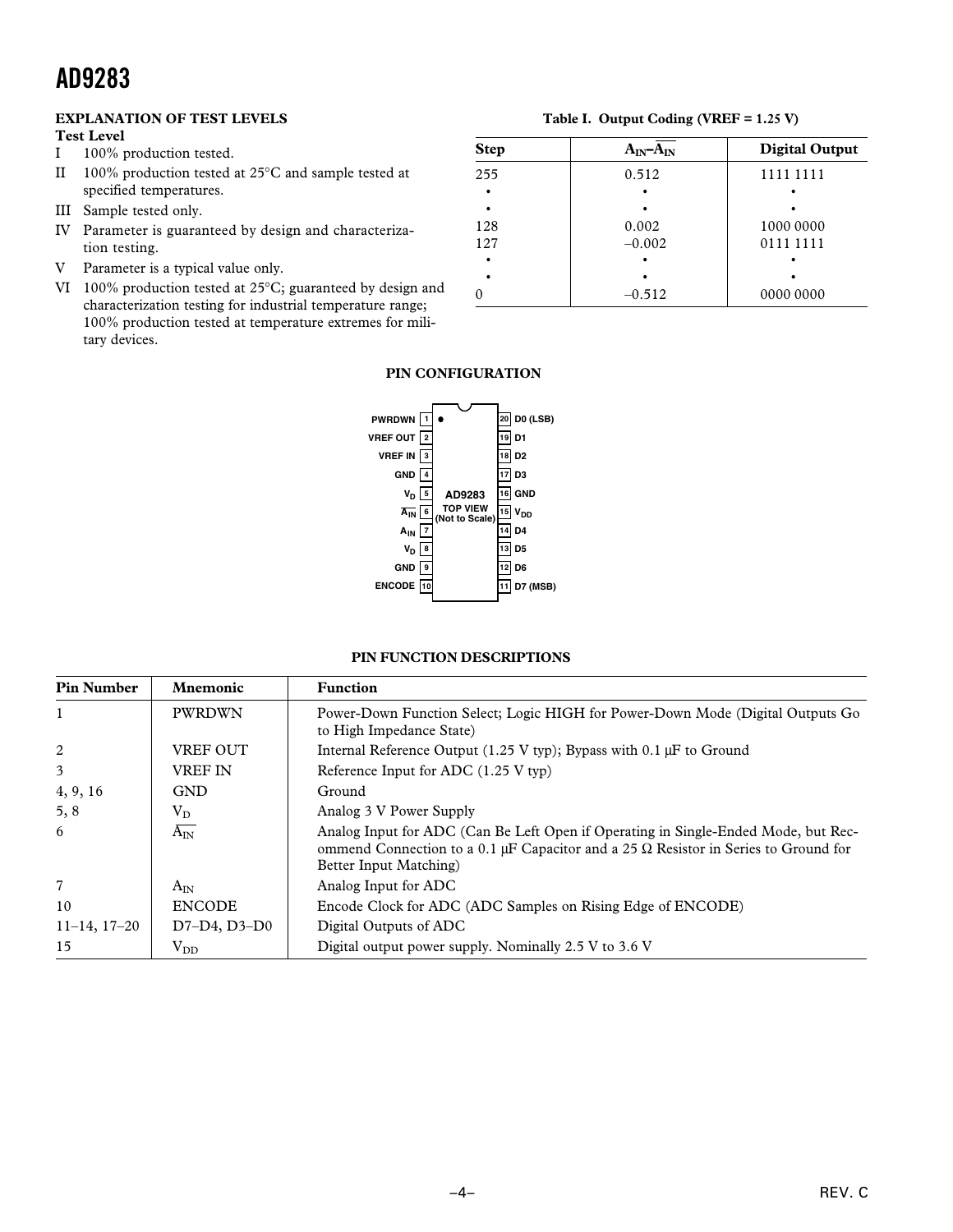## EXPLANATION OF TEST LEVELS

**Test Level**

- I 100% production tested.
- II 100% production tested at 25°C and sample tested at specified temperatures.
- III Sample tested only.
- IV Parameter is guaranteed by design and characterization testing.
- V Parameter is a typical value only.
- VI 100% production tested at 25°C; guaranteed by design and characterization testing for industrial temperature range; 100% production tested at temperature extremes for military devices.

**Table I. Output Coding (VREF = 1.25 V)**

| Step | $A_{IN}$–$\overline{A_{IN}}$ | Digital Output |
|---|---|---|
| 255 | 0.512 | 1111 1111 |
| • | • | • |
| • | • | • |
| 128 | 0.002 | 1000 0000 |
| 127 | –0.002 | 0111 1111 |
| • | • | • |
| • | • | • |
| 0 | –0.512 | 0000 0000 |

## PIN CONFIGURATION

AD9283 TOP VIEW (Not to Scale)

| Pin | Name | Pin | Name |
|---|---|---|---|
| 1 | PWRDWN | 20 | D0 (LSB) |
| 2 | VREF OUT | 19 | D1 |
| 3 | VREF IN | 18 | D2 |
| 4 | GND | 17 | D3 |
| 5 | $V_D$ | 16 | GND |
| 6 | $\overline{A_{IN}}$ | 15 | $V_{DD}$ |
| 7 | $A_{IN}$ | 14 | D4 |
| 8 | $V_D$ | 13 | D5 |
| 9 | GND | 12 | D6 |
| 10 | ENCODE | 11 | D7 (MSB) |

## PIN FUNCTION DESCRIPTIONS

| Pin Number | Mnemonic | Function |
|---|---|---|
| 1 | PWRDWN | Power-Down Function Select; Logic HIGH for Power-Down Mode (Digital Outputs Go to High Impedance State) |
| 2 | VREF OUT | Internal Reference Output (1.25 V typ); Bypass with 0.1 µF to Ground |
| 3 | VREF IN | Reference Input for ADC (1.25 V typ) |
| 4, 9, 16 | GND | Ground |
| 5, 8 | $V_D$ | Analog 3 V Power Supply |
| 6 | $\overline{A_{IN}}$ | Analog Input for ADC (Can Be Left Open if Operating in Single-Ended Mode, but Recommend Connection to a 0.1 µF Capacitor and a 25 Ω Resistor in Series to Ground for Better Input Matching) |
| 7 | $A_{IN}$ | Analog Input for ADC |
| 10 | ENCODE | Encode Clock for ADC (ADC Samples on Rising Edge of ENCODE) |
| 11–14, 17–20 | D7–D4, D3–D0 | Digital Outputs of ADC |
| 15 | $V_{DD}$ | Digital output power supply. Nominally 2.5 V to 3.6 V |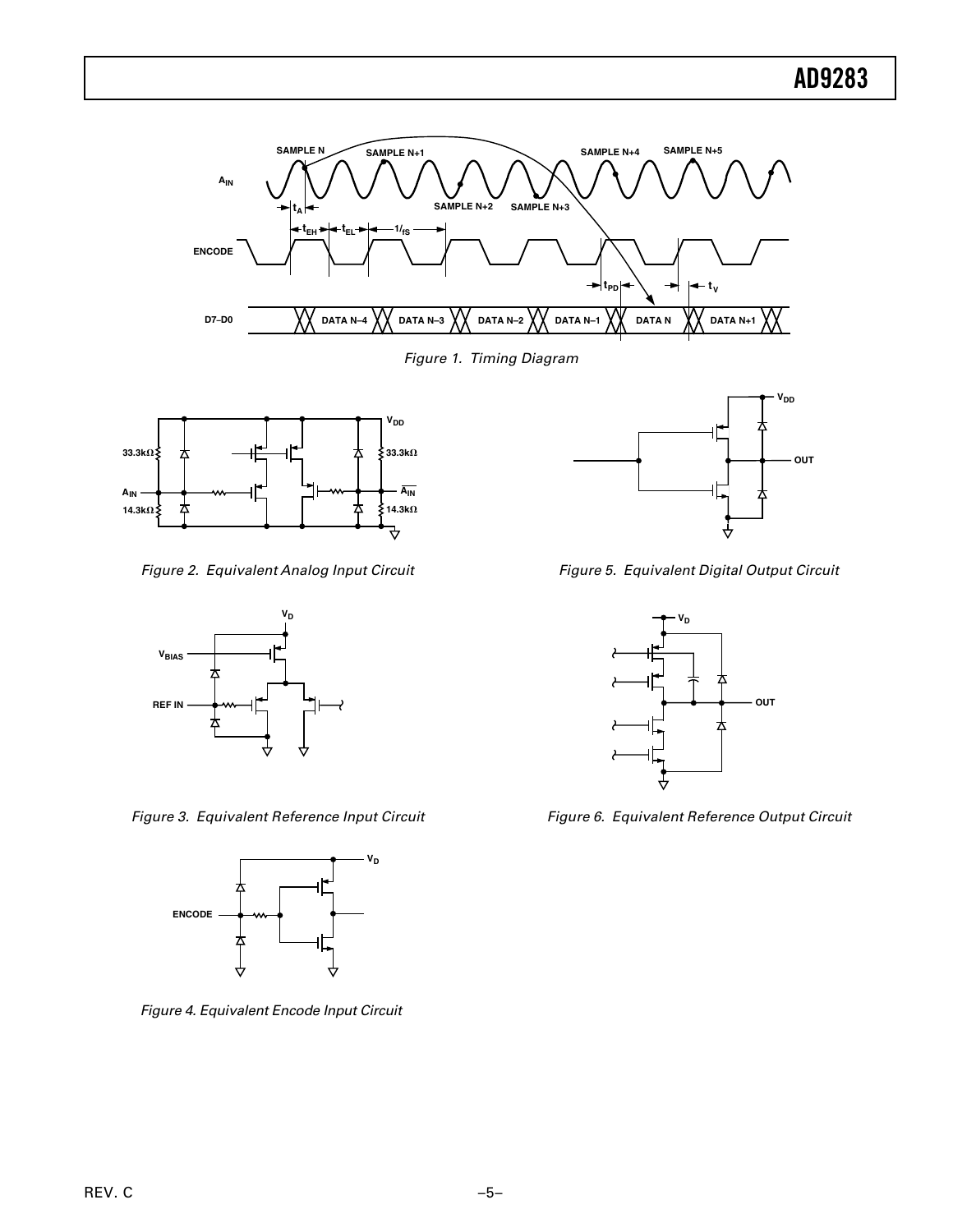Figure 1. Timing Diagram

Figure 2. Equivalent Analog Input Circuit

Figure 3. Equivalent Reference Input Circuit

Figure 4. Equivalent Encode Input Circuit

Figure 5. Equivalent Digital Output Circuit

Figure 6. Equivalent Reference Output Circuit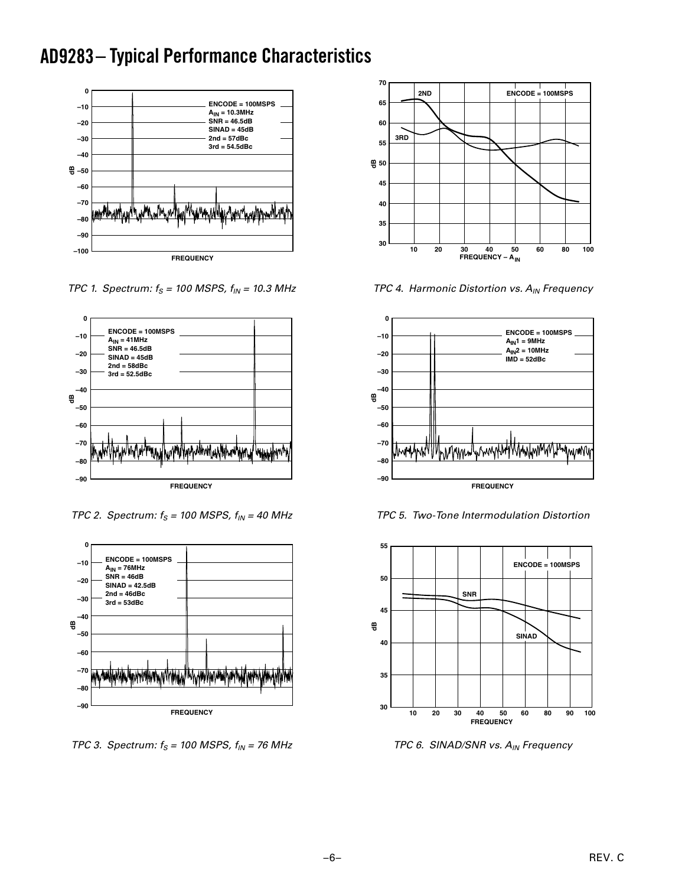# AD9283 – Typical Performance Characteristics

TPC 1. Spectrum: $f_S$ = 100 MSPS, $f_{IN}$ = 10.3 MHz

TPC 2. Spectrum: $f_S$ = 100 MSPS, $f_{IN}$ = 40 MHz

TPC 3. Spectrum: $f_S$ = 100 MSPS, $f_{IN}$ = 76 MHz

TPC 4. Harmonic Distortion vs. $A_{IN}$ Frequency

TPC 5. Two-Tone Intermodulation Distortion

TPC 6. SINAD/SNR vs. $A_{IN}$ Frequency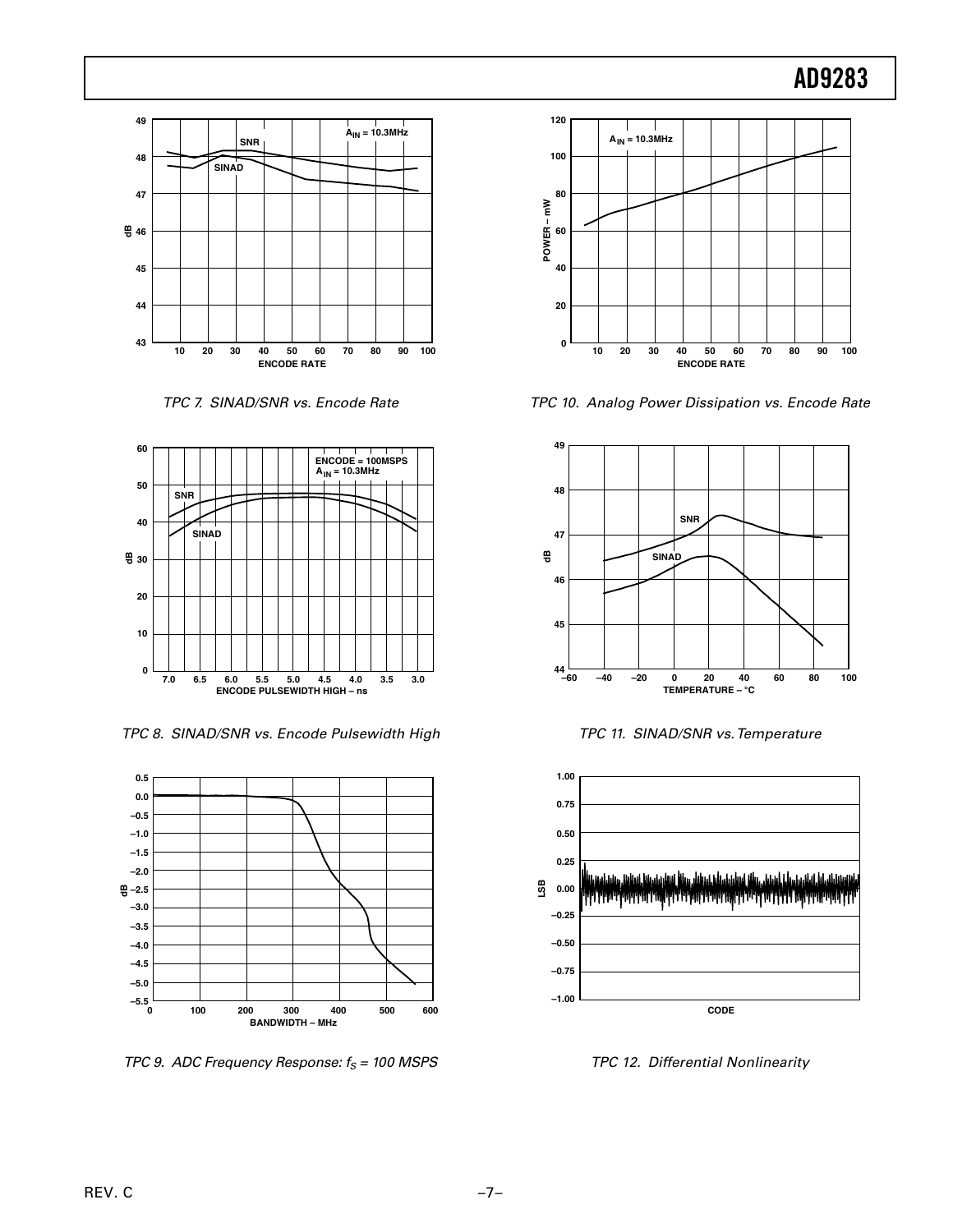TPC 7. SINAD/SNR vs. Encode Rate

TPC 8. SINAD/SNR vs. Encode Pulsewidth High

TPC 9. ADC Frequency Response: $f_S$ = 100 MSPS

TPC 10. Analog Power Dissipation vs. Encode Rate

TPC 11. SINAD/SNR vs. Temperature

TPC 12. Differential Nonlinearity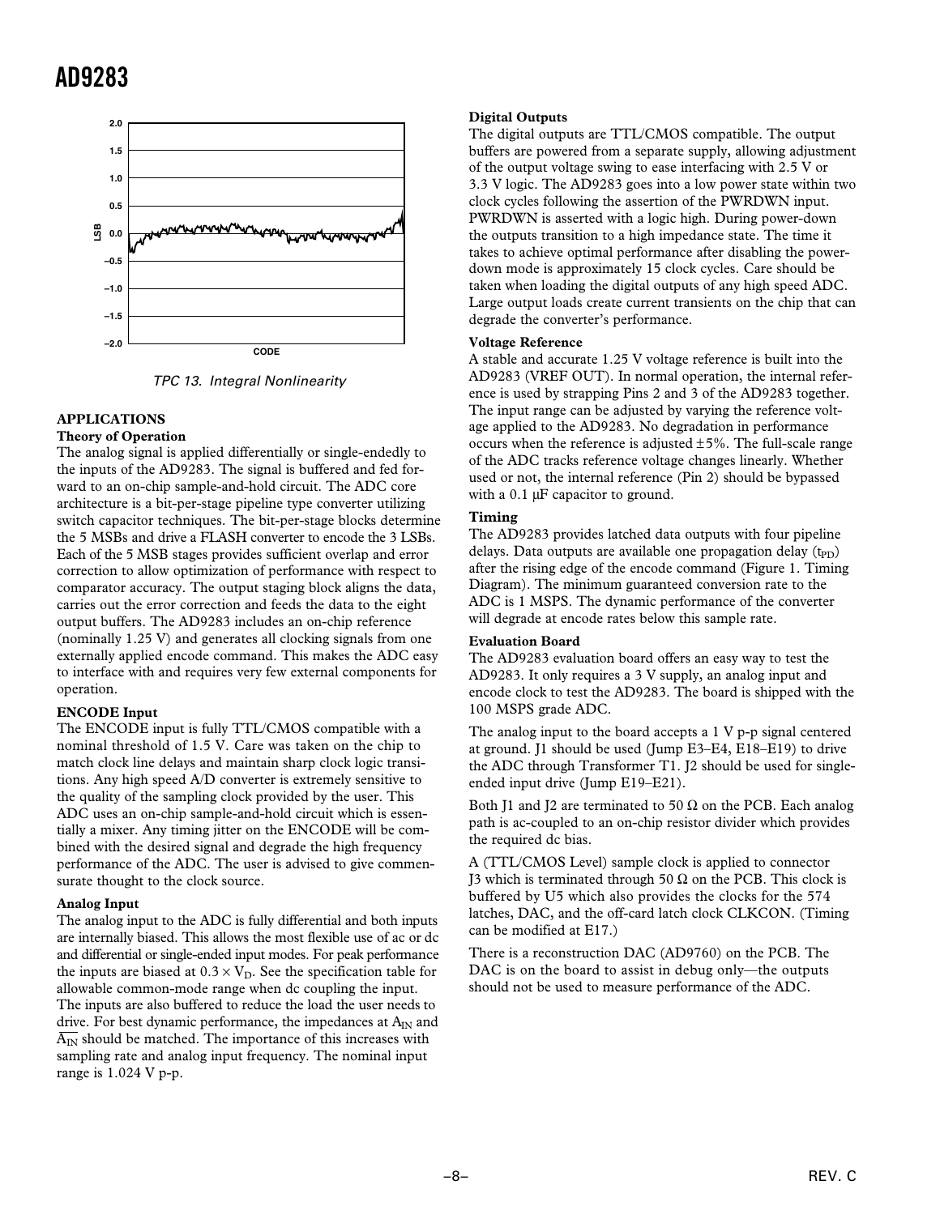TPC 13. Integral Nonlinearity

## APPLICATIONS

### Theory of Operation

The analog signal is applied differentially or single-endedly to the inputs of the AD9283. The signal is buffered and fed forward to an on-chip sample-and-hold circuit. The ADC core architecture is a bit-per-stage pipeline type converter utilizing switch capacitor techniques. The bit-per-stage blocks determine the 5 MSBs and drive a FLASH converter to encode the 3 LSBs. Each of the 5 MSB stages provides sufficient overlap and error correction to allow optimization of performance with respect to comparator accuracy. The output staging block aligns the data, carries out the error correction and feeds the data to the eight output buffers. The AD9283 includes an on-chip reference (nominally 1.25 V) and generates all clocking signals from one externally applied encode command. This makes the ADC easy to interface with and requires very few external components for operation.

### ENCODE Input

The ENCODE input is fully TTL/CMOS compatible with a nominal threshold of 1.5 V. Care was taken on the chip to match clock line delays and maintain sharp clock logic transitions. Any high speed A/D converter is extremely sensitive to the quality of the sampling clock provided by the user. This ADC uses an on-chip sample-and-hold circuit which is essentially a mixer. Any timing jitter on the ENCODE will be combined with the desired signal and degrade the high frequency performance of the ADC. The user is advised to give commensurate thought to the clock source.

### Analog Input

The analog input to the ADC is fully differential and both inputs are internally biased. This allows the most flexible use of ac or dc and differential or single-ended input modes. For peak performance the inputs are biased at $0.3 \times V_D$. See the specification table for allowable common-mode range when dc coupling the input. The inputs are also buffered to reduce the load the user needs to drive. For best dynamic performance, the impedances at $A_{IN}$ and $\overline{A_{IN}}$ should be matched. The importance of this increases with sampling rate and analog input frequency. The nominal input range is 1.024 V p-p.

### Digital Outputs

The digital outputs are TTL/CMOS compatible. The output buffers are powered from a separate supply, allowing adjustment of the output voltage swing to ease interfacing with 2.5 V or 3.3 V logic. The AD9283 goes into a low power state within two clock cycles following the assertion of the PWRDWN input. PWRDWN is asserted with a logic high. During power-down the outputs transition to a high impedance state. The time it takes to achieve optimal performance after disabling the power-down mode is approximately 15 clock cycles. Care should be taken when loading the digital outputs of any high speed ADC. Large output loads create current transients on the chip that can degrade the converter's performance.

### Voltage Reference

A stable and accurate 1.25 V voltage reference is built into the AD9283 (VREF OUT). In normal operation, the internal reference is used by strapping Pins 2 and 3 of the AD9283 together. The input range can be adjusted by varying the reference voltage applied to the AD9283. No degradation in performance occurs when the reference is adjusted ±5%. The full-scale range of the ADC tracks reference voltage changes linearly. Whether used or not, the internal reference (Pin 2) should be bypassed with a 0.1 µF capacitor to ground.

### Timing

The AD9283 provides latched data outputs with four pipeline delays. Data outputs are available one propagation delay ($t_{PD}$) after the rising edge of the encode command (Figure 1. Timing Diagram). The minimum guaranteed conversion rate to the ADC is 1 MSPS. The dynamic performance of the converter will degrade at encode rates below this sample rate.

### Evaluation Board

The AD9283 evaluation board offers an easy way to test the AD9283. It only requires a 3 V supply, an analog input and encode clock to test the AD9283. The board is shipped with the 100 MSPS grade ADC.

The analog input to the board accepts a 1 V p-p signal centered at ground. J1 should be used (Jump E3–E4, E18–E19) to drive the ADC through Transformer T1. J2 should be used for single-ended input drive (Jump E19–E21).

Both J1 and J2 are terminated to 50 Ω on the PCB. Each analog path is ac-coupled to an on-chip resistor divider which provides the required dc bias.

A (TTL/CMOS Level) sample clock is applied to connector J3 which is terminated through 50 Ω on the PCB. This clock is buffered by U5 which also provides the clocks for the 574 latches, DAC, and the off-card latch clock CLKCON. (Timing can be modified at E17.)

There is a reconstruction DAC (AD9760) on the PCB. The DAC is on the board to assist in debug only—the outputs should not be used to measure performance of the ADC.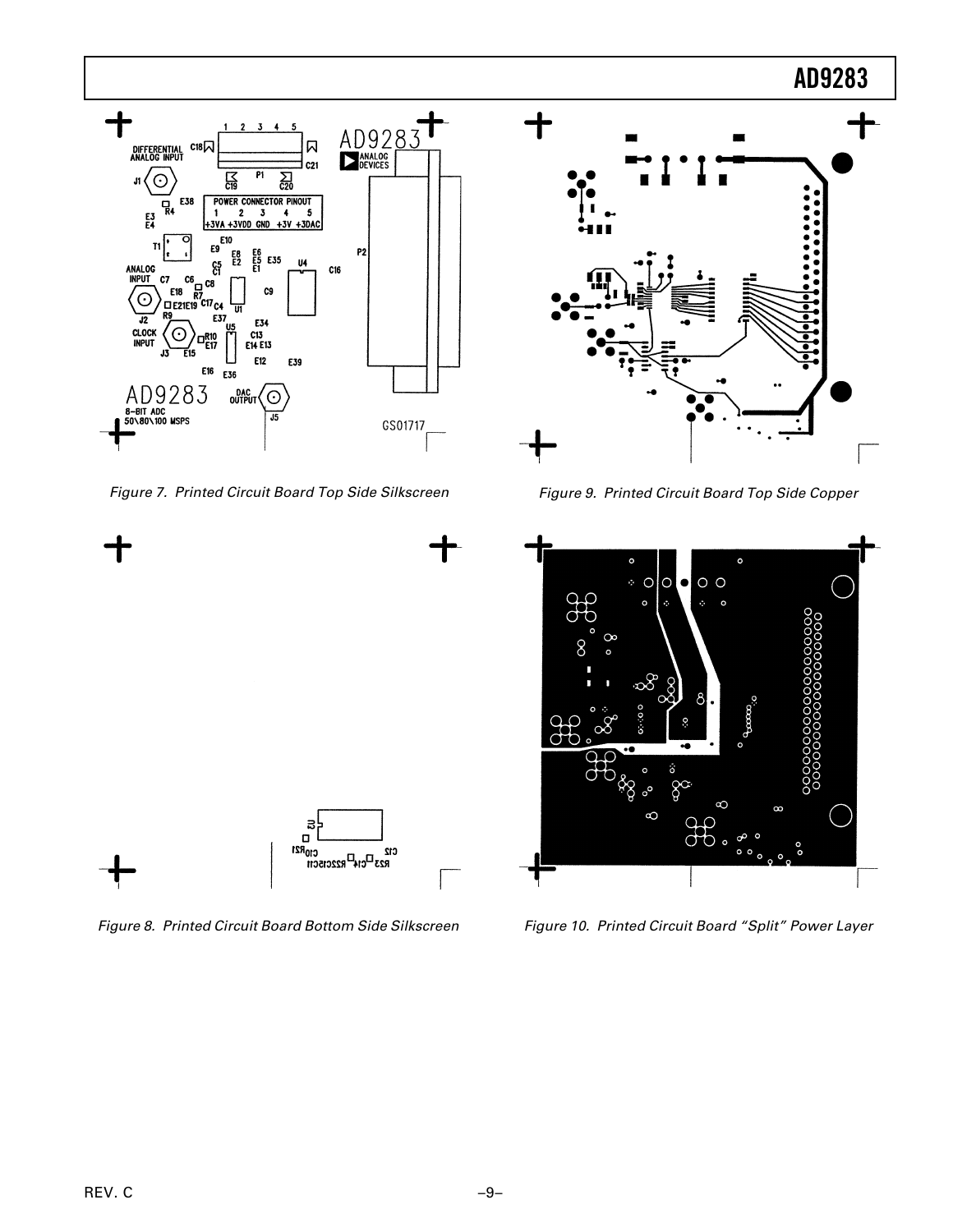Figure 7. Printed Circuit Board Top Side Silkscreen

Figure 9. Printed Circuit Board Top Side Copper

Figure 8. Printed Circuit Board Bottom Side Silkscreen

Figure 10. Printed Circuit Board "Split" Power Layer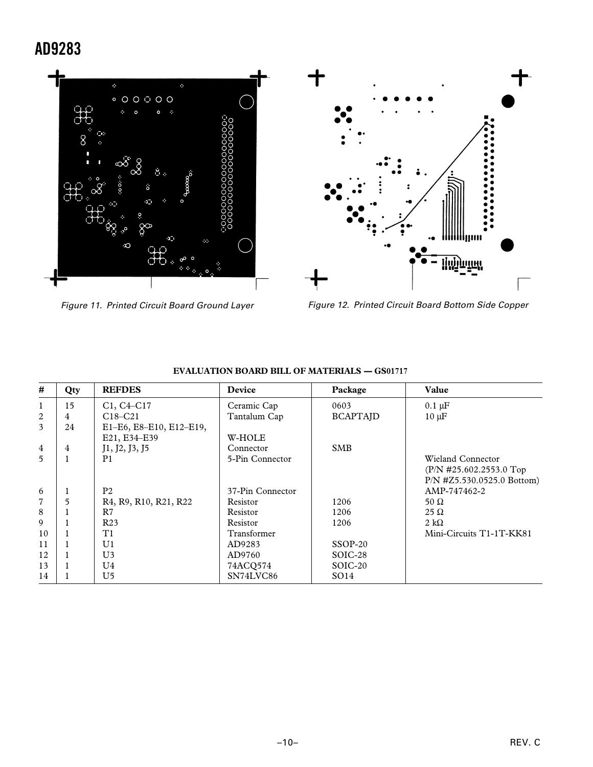Figure 11. Printed Circuit Board Ground Layer

Figure 12. Printed Circuit Board Bottom Side Copper

**EVALUATION BOARD BILL OF MATERIALS — GS01717**

| # | Qty | REFDES | Device | Package | Value |
|---|---|---|---|---|---|
| 1 | 15 | C1, C4–C17 | Ceramic Cap | 0603 | 0.1 µF |
| 2 | 4 | C18–C21 | Tantalum Cap | BCAPTAJD | 10 µF |
| 3 | 24 | E1–E6, E8–E10, E12–E19, E21, E34–E39 | W-HOLE | | |
| 4 | 4 | J1, J2, J3, J5 | Connector | SMB | |
| 5 | 1 | P1 | 5-Pin Connector | | Wieland Connector (P/N #25.602.2553.0 Top P/N #Z5.530.0525.0 Bottom) |
| 6 | 1 | P2 | 37-Pin Connector | | AMP-747462-2 |
| 7 | 5 | R4, R9, R10, R21, R22 | Resistor | 1206 | 50 Ω |
| 8 | 1 | R7 | Resistor | 1206 | 25 Ω |
| 9 | 1 | R23 | Resistor | 1206 | 2 kΩ |
| 10 | 1 | T1 | Transformer | | Mini-Circuits T1-1T-KK81 |
| 11 | 1 | U1 | AD9283 | SSOP-20 | |
| 12 | 1 | U3 | AD9760 | SOIC-28 | |
| 13 | 1 | U4 | 74ACQ574 | SOIC-20 | |
| 14 | 1 | U5 | SN74LVC86 | SO14 | |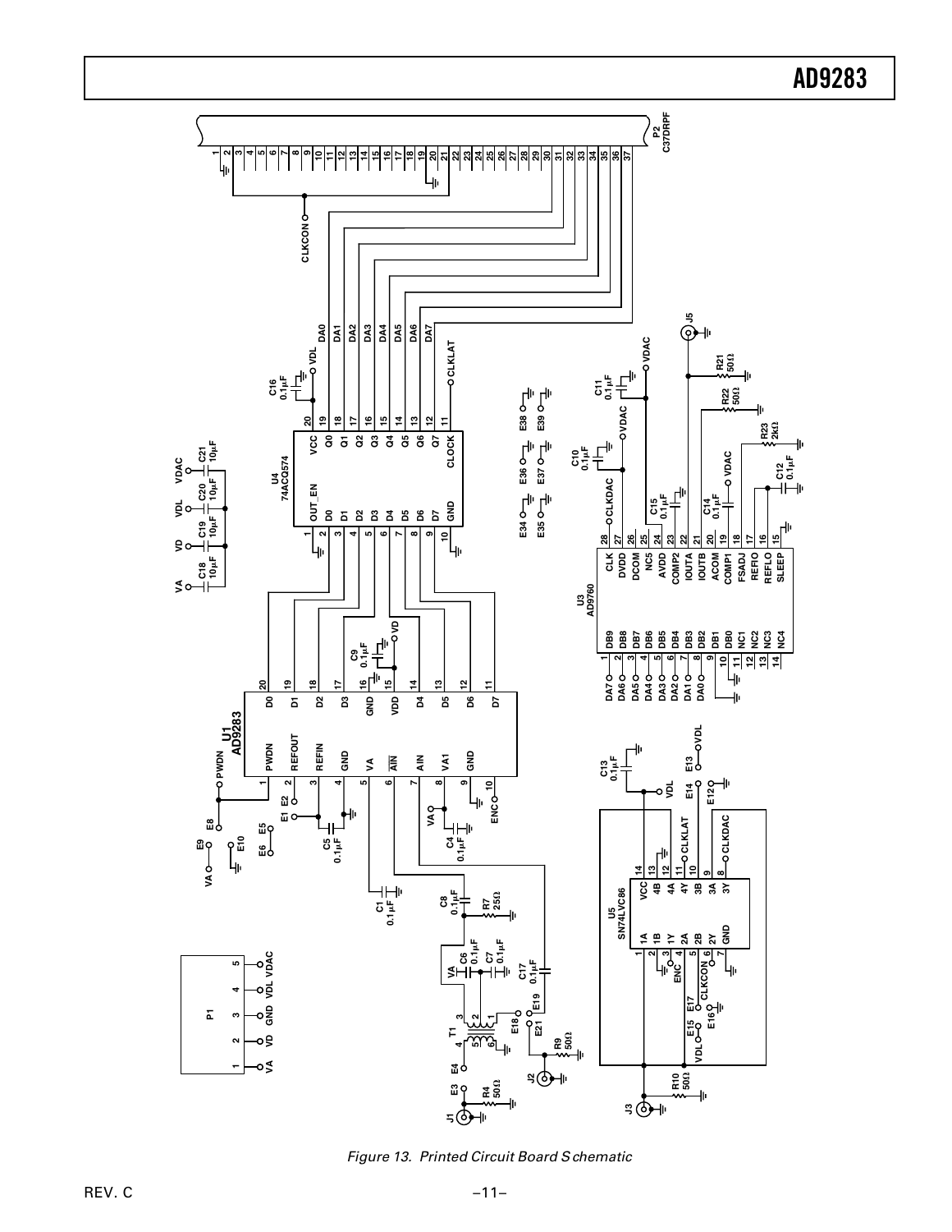Figure 13. Printed Circuit Board Schematic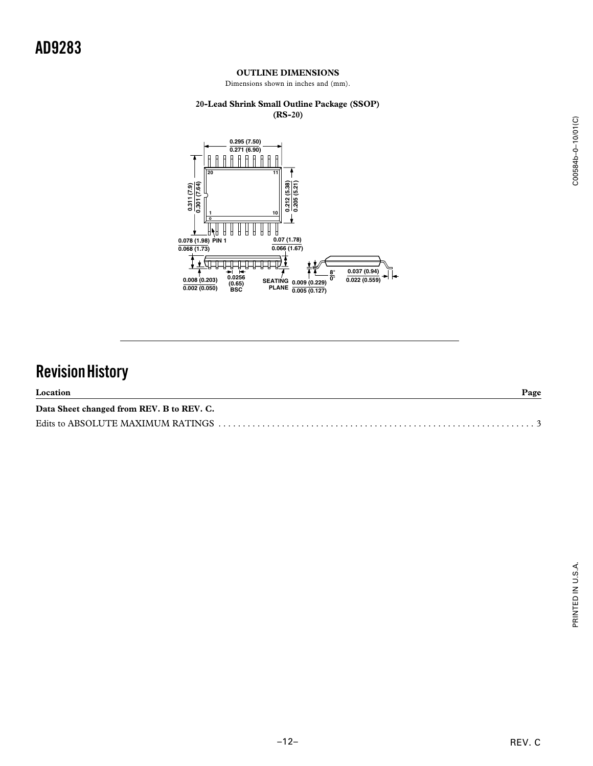## OUTLINE DIMENSIONS

Dimensions shown in inches and (mm).

### 20-Lead Shrink Small Outline Package (SSOP) (RS-20)

0.295 (7.50)
0.271 (6.90)

20
11
1
10

0.311 (7.9)
0.301 (7.64)

0.212 (5.38)
0.205 (5.21)

0.078 (1.98)
0.068 (1.73)
PIN 1

0.07 (1.78)
0.066 (1.67)

0.008 (0.203)
0.002 (0.050)

0.0256
(0.65)
BSC

SEATING
PLANE

0.009 (0.229)
0.005 (0.127)

8°
0°

0.037 (0.94)
0.022 (0.559)

# Revision History

| Location | Page |
|---|---|
| **Data Sheet changed from REV. B to REV. C.** | |
| Edits to ABSOLUTE MAXIMUM RATINGS | 3 |

C00584b–0–10/01(C)

PRINTED IN U.S.A.